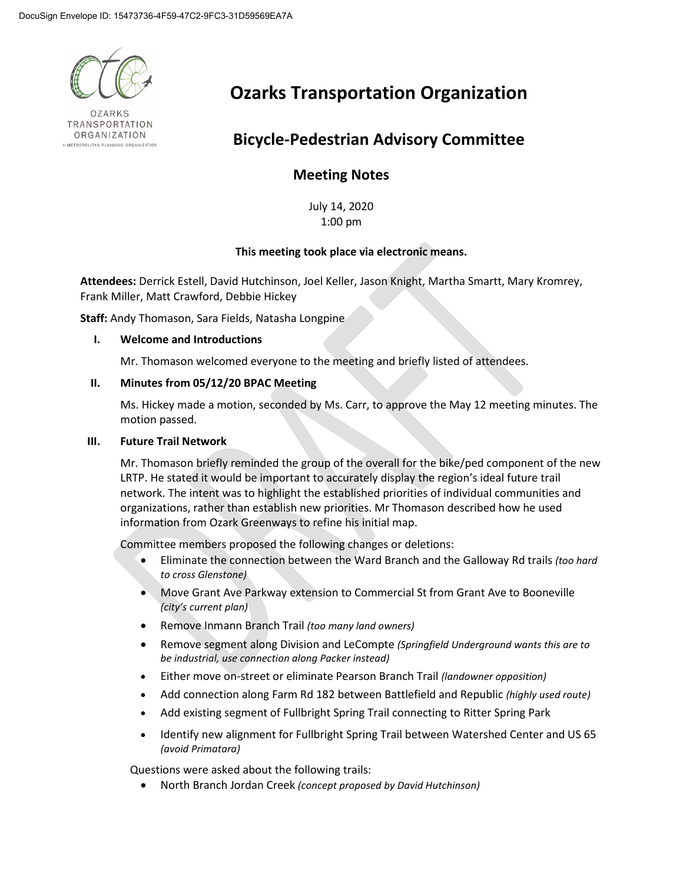# Ozarks Transportation Organization

## Bicycle-Pedestrian Advisory Committee

### Meeting Notes

July 14, 2020
1:00 pm

**This meeting took place via electronic means.**

**Attendees:** Derrick Estell, David Hutchinson, Joel Keller, Jason Knight, Martha Smartt, Mary Kromrey, Frank Miller, Matt Crawford, Debbie Hickey

**Staff:** Andy Thomason, Sara Fields, Natasha Longpine

**I. Welcome and Introductions**

Mr. Thomason welcomed everyone to the meeting and briefly listed of attendees.

**II. Minutes from 05/12/20 BPAC Meeting**

Ms. Hickey made a motion, seconded by Ms. Carr, to approve the May 12 meeting minutes. The motion passed.

**III. Future Trail Network**

Mr. Thomason briefly reminded the group of the overall for the bike/ped component of the new LRTP. He stated it would be important to accurately display the region's ideal future trail network. The intent was to highlight the established priorities of individual communities and organizations, rather than establish new priorities. Mr Thomason described how he used information from Ozark Greenways to refine his initial map.

Committee members proposed the following changes or deletions:

- Eliminate the connection between the Ward Branch and the Galloway Rd trails *(too hard to cross Glenstone)*
- Move Grant Ave Parkway extension to Commercial St from Grant Ave to Booneville *(city's current plan)*
- Remove Inmann Branch Trail *(too many land owners)*
- Remove segment along Division and LeCompte *(Springfield Underground wants this are to be industrial, use connection along Packer instead)*
- Either move on-street or eliminate Pearson Branch Trail *(landowner opposition)*
- Add connection along Farm Rd 182 between Battlefield and Republic *(highly used route)*
- Add existing segment of Fullbright Spring Trail connecting to Ritter Spring Park
- Identify new alignment for Fullbright Spring Trail between Watershed Center and US 65 *(avoid Primatara)*

Questions were asked about the following trails:

- North Branch Jordan Creek *(concept proposed by David Hutchinson)*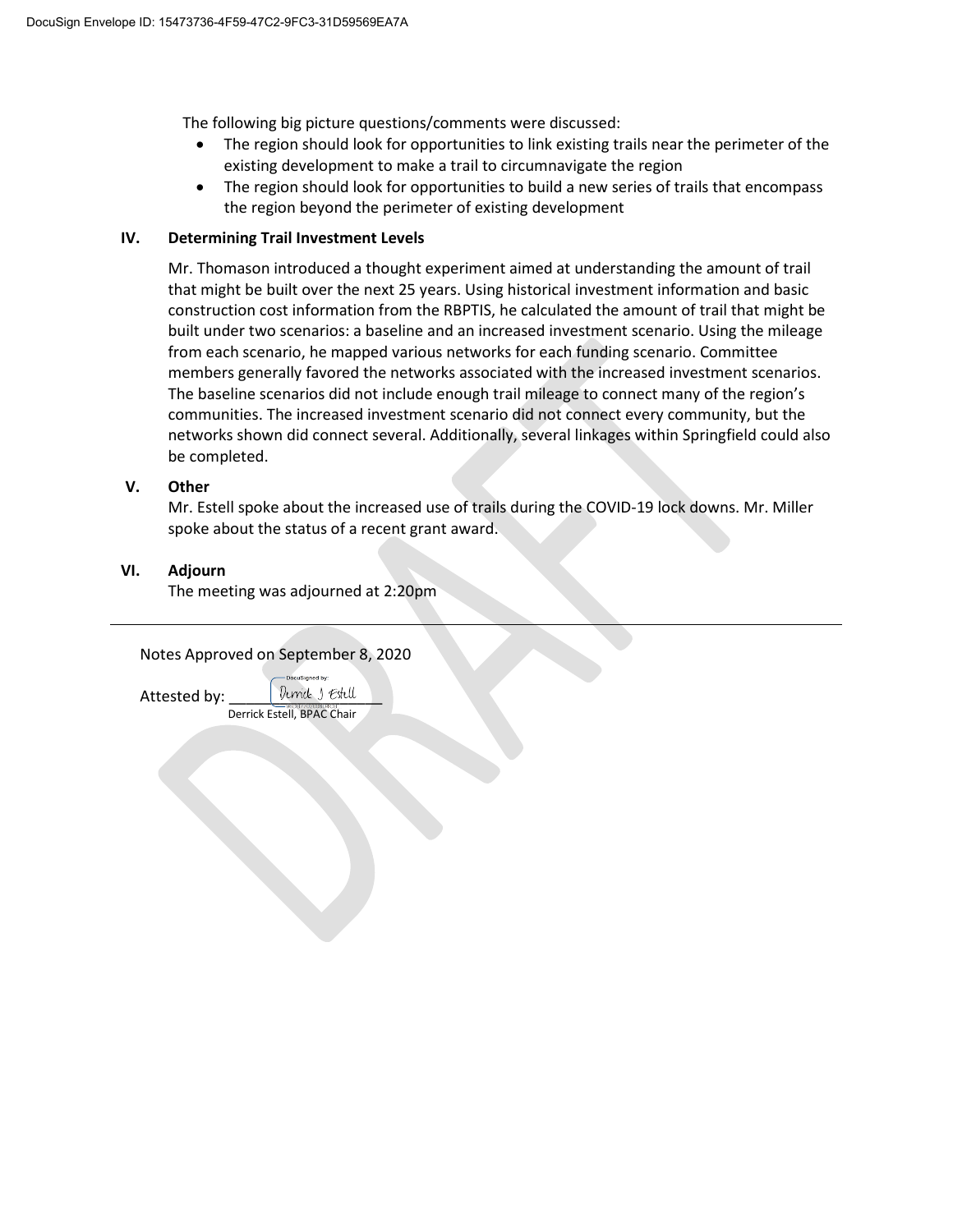The following big picture questions/comments were discussed:

- The region should look for opportunities to link existing trails near the perimeter of the existing development to make a trail to circumnavigate the region
- The region should look for opportunities to build a new series of trails that encompass the region beyond the perimeter of existing development

## IV. Determining Trail Investment Levels

Mr. Thomason introduced a thought experiment aimed at understanding the amount of trail that might be built over the next 25 years. Using historical investment information and basic construction cost information from the RBPTIS, he calculated the amount of trail that might be built under two scenarios: a baseline and an increased investment scenario. Using the mileage from each scenario, he mapped various networks for each funding scenario. Committee members generally favored the networks associated with the increased investment scenarios. The baseline scenarios did not include enough trail mileage to connect many of the region's communities. The increased investment scenario did not connect every community, but the networks shown did connect several. Additionally, several linkages within Springfield could also be completed.

## V. Other

Mr. Estell spoke about the increased use of trails during the COVID-19 lock downs. Mr. Miller spoke about the status of a recent grant award.

## VI. Adjourn

The meeting was adjourned at 2:20pm

---

Notes Approved on September 8, 2020

Attested by: Derrick J Estell

Derrick Estell, BPAC Chair